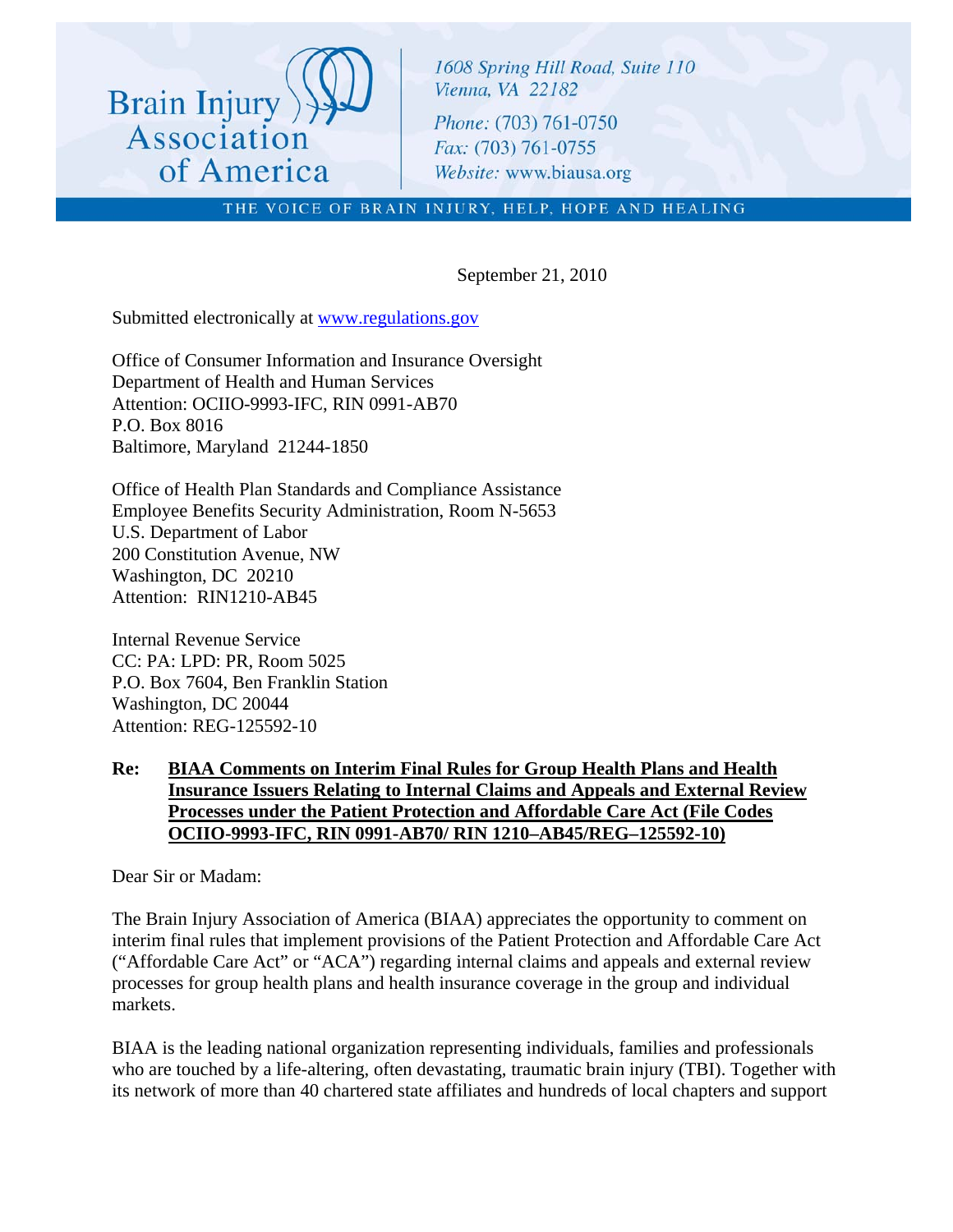Brain Injury Association of America

1608 Spring Hill Road, Suite 110
Vienna, VA 22182

Phone: (703) 761-0750
Fax: (703) 761-0755
Website: www.biausa.org

THE VOICE OF BRAIN INJURY, HELP, HOPE AND HEALING

September 21, 2010

Submitted electronically at www.regulations.gov

Office of Consumer Information and Insurance Oversight
Department of Health and Human Services
Attention: OCIIO-9993-IFC, RIN 0991-AB70
P.O. Box 8016
Baltimore, Maryland 21244-1850

Office of Health Plan Standards and Compliance Assistance
Employee Benefits Security Administration, Room N-5653
U.S. Department of Labor
200 Constitution Avenue, NW
Washington, DC 20210
Attention: RIN1210-AB45

Internal Revenue Service
CC: PA: LPD: PR, Room 5025
P.O. Box 7604, Ben Franklin Station
Washington, DC 20044
Attention: REG-125592-10

**Re: BIAA Comments on Interim Final Rules for Group Health Plans and Health Insurance Issuers Relating to Internal Claims and Appeals and External Review Processes under the Patient Protection and Affordable Care Act (File Codes OCIIO-9993-IFC, RIN 0991-AB70/ RIN 1210–AB45/REG–125592-10)**

Dear Sir or Madam:

The Brain Injury Association of America (BIAA) appreciates the opportunity to comment on interim final rules that implement provisions of the Patient Protection and Affordable Care Act ("Affordable Care Act" or "ACA") regarding internal claims and appeals and external review processes for group health plans and health insurance coverage in the group and individual markets.

BIAA is the leading national organization representing individuals, families and professionals who are touched by a life-altering, often devastating, traumatic brain injury (TBI). Together with its network of more than 40 chartered state affiliates and hundreds of local chapters and support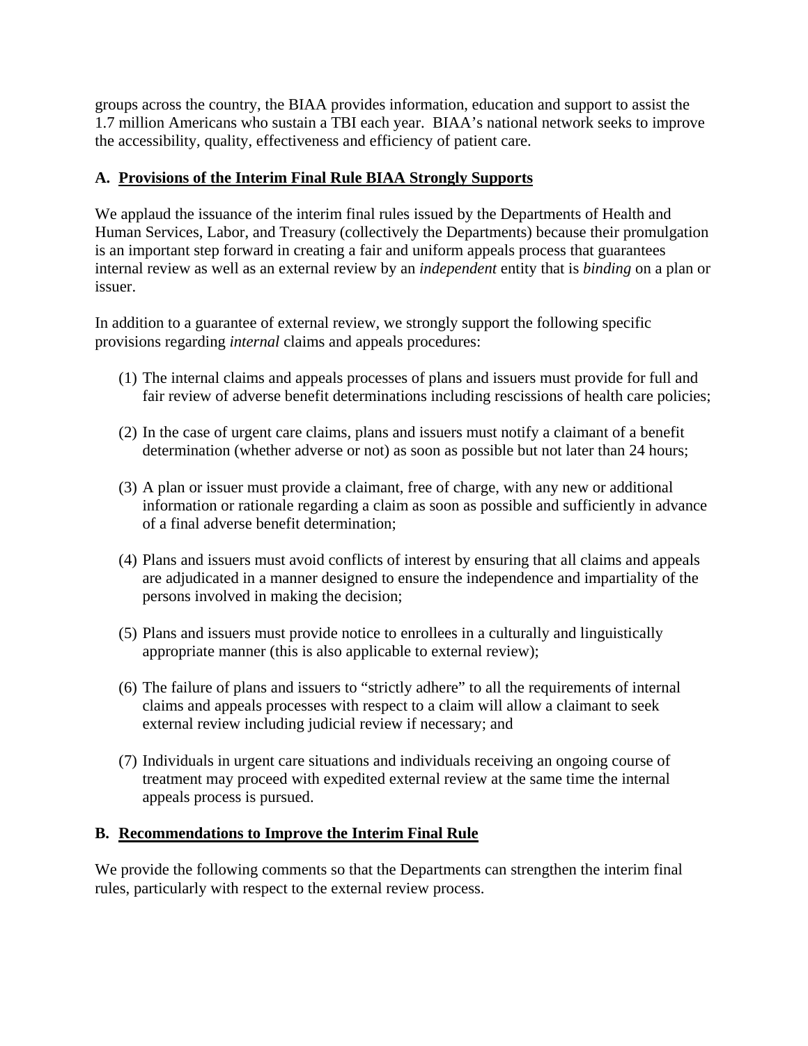groups across the country, the BIAA provides information, education and support to assist the 1.7 million Americans who sustain a TBI each year. BIAA's national network seeks to improve the accessibility, quality, effectiveness and efficiency of patient care.

### A. <u>Provisions of the Interim Final Rule BIAA Strongly Supports</u>

We applaud the issuance of the interim final rules issued by the Departments of Health and Human Services, Labor, and Treasury (collectively the Departments) because their promulgation is an important step forward in creating a fair and uniform appeals process that guarantees internal review as well as an external review by an *independent* entity that is *binding* on a plan or issuer.

In addition to a guarantee of external review, we strongly support the following specific provisions regarding *internal* claims and appeals procedures:

(1) The internal claims and appeals processes of plans and issuers must provide for full and fair review of adverse benefit determinations including rescissions of health care policies;

(2) In the case of urgent care claims, plans and issuers must notify a claimant of a benefit determination (whether adverse or not) as soon as possible but not later than 24 hours;

(3) A plan or issuer must provide a claimant, free of charge, with any new or additional information or rationale regarding a claim as soon as possible and sufficiently in advance of a final adverse benefit determination;

(4) Plans and issuers must avoid conflicts of interest by ensuring that all claims and appeals are adjudicated in a manner designed to ensure the independence and impartiality of the persons involved in making the decision;

(5) Plans and issuers must provide notice to enrollees in a culturally and linguistically appropriate manner (this is also applicable to external review);

(6) The failure of plans and issuers to "strictly adhere" to all the requirements of internal claims and appeals processes with respect to a claim will allow a claimant to seek external review including judicial review if necessary; and

(7) Individuals in urgent care situations and individuals receiving an ongoing course of treatment may proceed with expedited external review at the same time the internal appeals process is pursued.

### B. <u>Recommendations to Improve the Interim Final Rule</u>

We provide the following comments so that the Departments can strengthen the interim final rules, particularly with respect to the external review process.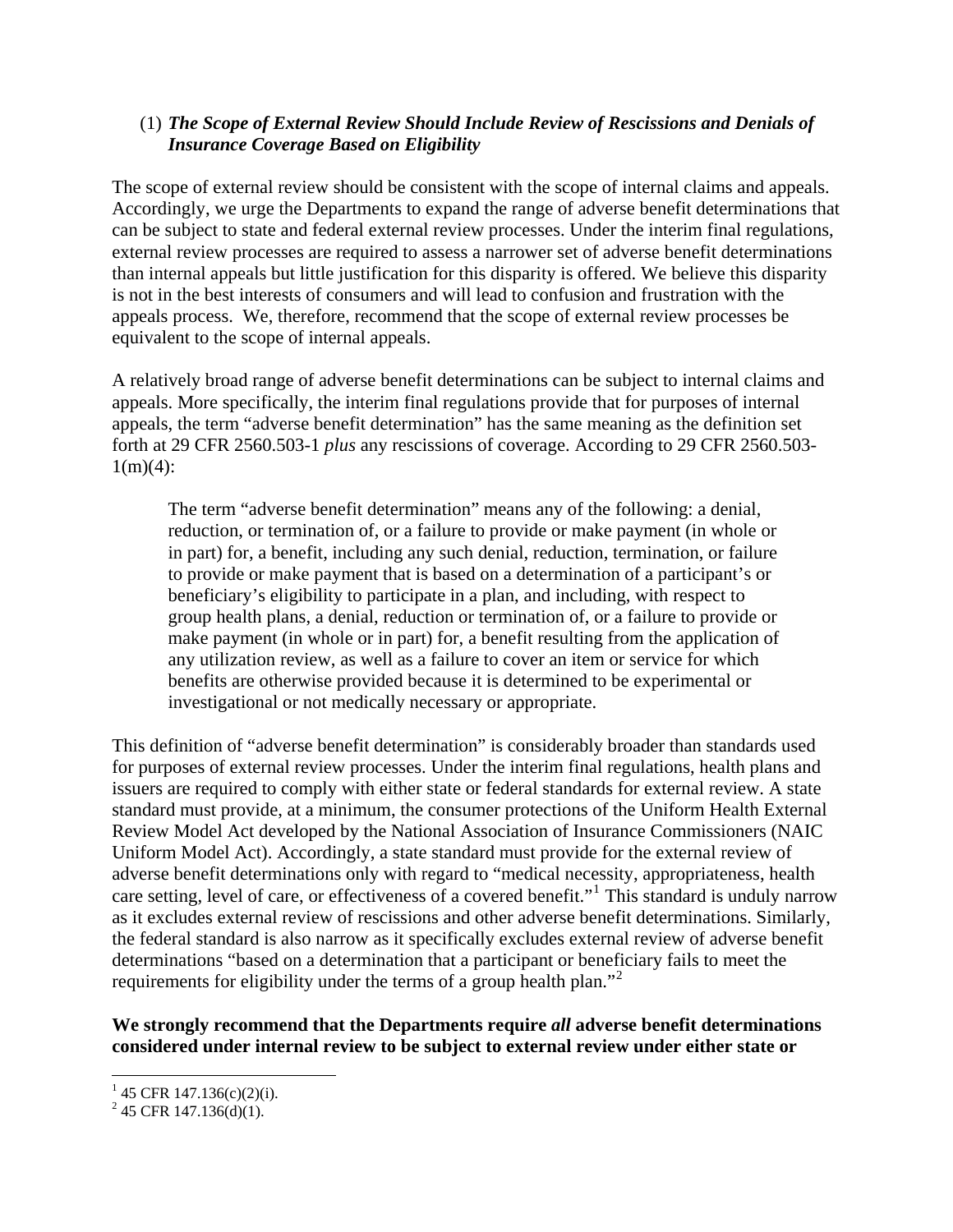(1) ***The Scope of External Review Should Include Review of Rescissions and Denials of Insurance Coverage Based on Eligibility***

The scope of external review should be consistent with the scope of internal claims and appeals. Accordingly, we urge the Departments to expand the range of adverse benefit determinations that can be subject to state and federal external review processes. Under the interim final regulations, external review processes are required to assess a narrower set of adverse benefit determinations than internal appeals but little justification for this disparity is offered. We believe this disparity is not in the best interests of consumers and will lead to confusion and frustration with the appeals process. We, therefore, recommend that the scope of external review processes be equivalent to the scope of internal appeals.

A relatively broad range of adverse benefit determinations can be subject to internal claims and appeals. More specifically, the interim final regulations provide that for purposes of internal appeals, the term "adverse benefit determination" has the same meaning as the definition set forth at 29 CFR 2560.503-1 *plus* any rescissions of coverage. According to 29 CFR 2560.503-1(m)(4):

> The term "adverse benefit determination" means any of the following: a denial, reduction, or termination of, or a failure to provide or make payment (in whole or in part) for, a benefit, including any such denial, reduction, termination, or failure to provide or make payment that is based on a determination of a participant's or beneficiary's eligibility to participate in a plan, and including, with respect to group health plans, a denial, reduction or termination of, or a failure to provide or make payment (in whole or in part) for, a benefit resulting from the application of any utilization review, as well as a failure to cover an item or service for which benefits are otherwise provided because it is determined to be experimental or investigational or not medically necessary or appropriate.

This definition of "adverse benefit determination" is considerably broader than standards used for purposes of external review processes. Under the interim final regulations, health plans and issuers are required to comply with either state or federal standards for external review. A state standard must provide, at a minimum, the consumer protections of the Uniform Health External Review Model Act developed by the National Association of Insurance Commissioners (NAIC Uniform Model Act). Accordingly, a state standard must provide for the external review of adverse benefit determinations only with regard to "medical necessity, appropriateness, health care setting, level of care, or effectiveness of a covered benefit."[1] This standard is unduly narrow as it excludes external review of rescissions and other adverse benefit determinations. Similarly, the federal standard is also narrow as it specifically excludes external review of adverse benefit determinations "based on a determination that a participant or beneficiary fails to meet the requirements for eligibility under the terms of a group health plan."[2]

**We strongly recommend that the Departments require *all* adverse benefit determinations considered under internal review to be subject to external review under either state or**

---

[1] 45 CFR 147.136(c)(2)(i).

[2] 45 CFR 147.136(d)(1).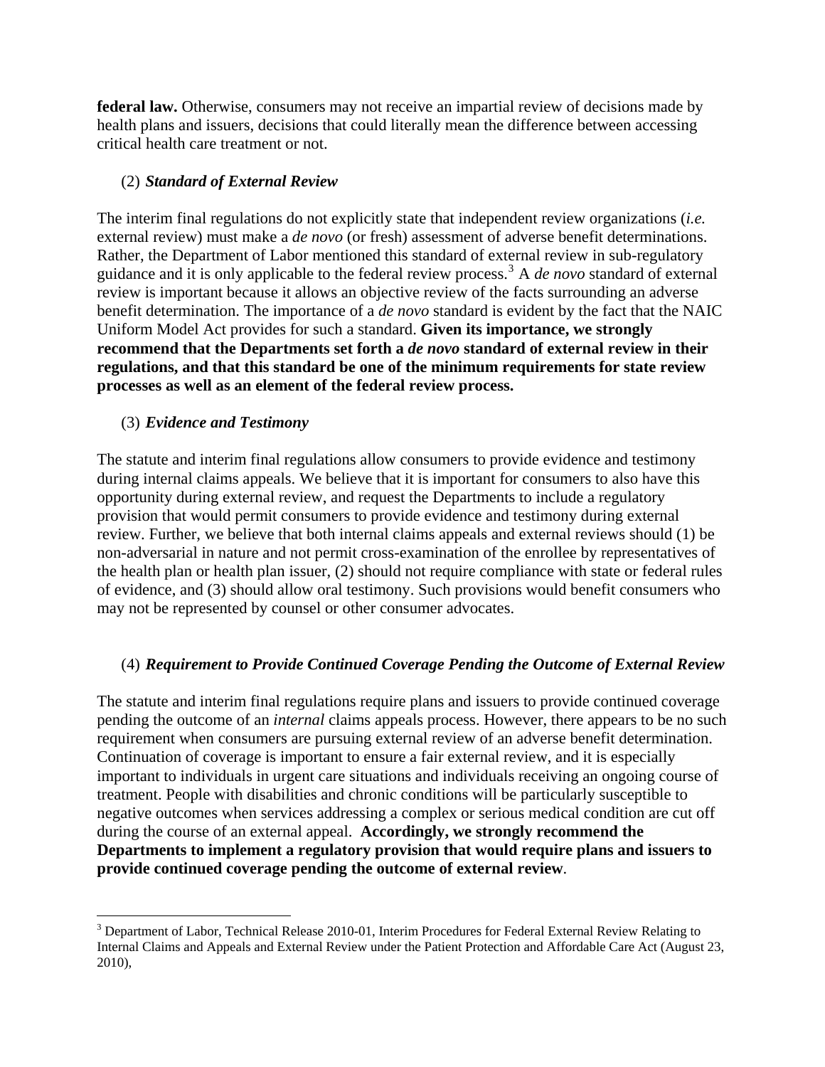**federal law.** Otherwise, consumers may not receive an impartial review of decisions made by health plans and issuers, decisions that could literally mean the difference between accessing critical health care treatment or not.

(2) ***Standard of External Review***

The interim final regulations do not explicitly state that independent review organizations (*i.e.* external review) must make a *de novo* (or fresh) assessment of adverse benefit determinations. Rather, the Department of Labor mentioned this standard of external review in sub-regulatory guidance and it is only applicable to the federal review process.[3] A *de novo* standard of external review is important because it allows an objective review of the facts surrounding an adverse benefit determination. The importance of a *de novo* standard is evident by the fact that the NAIC Uniform Model Act provides for such a standard. **Given its importance, we strongly recommend that the Departments set forth a *de novo* standard of external review in their regulations, and that this standard be one of the minimum requirements for state review processes as well as an element of the federal review process.**

(3) ***Evidence and Testimony***

The statute and interim final regulations allow consumers to provide evidence and testimony during internal claims appeals. We believe that it is important for consumers to also have this opportunity during external review, and request the Departments to include a regulatory provision that would permit consumers to provide evidence and testimony during external review. Further, we believe that both internal claims appeals and external reviews should (1) be non-adversarial in nature and not permit cross-examination of the enrollee by representatives of the health plan or health plan issuer, (2) should not require compliance with state or federal rules of evidence, and (3) should allow oral testimony. Such provisions would benefit consumers who may not be represented by counsel or other consumer advocates.

(4) ***Requirement to Provide Continued Coverage Pending the Outcome of External Review***

The statute and interim final regulations require plans and issuers to provide continued coverage pending the outcome of an *internal* claims appeals process. However, there appears to be no such requirement when consumers are pursuing external review of an adverse benefit determination. Continuation of coverage is important to ensure a fair external review, and it is especially important to individuals in urgent care situations and individuals receiving an ongoing course of treatment. People with disabilities and chronic conditions will be particularly susceptible to negative outcomes when services addressing a complex or serious medical condition are cut off during the course of an external appeal. **Accordingly, we strongly recommend the Departments to implement a regulatory provision that would require plans and issuers to provide continued coverage pending the outcome of external review**.

---

[3] Department of Labor, Technical Release 2010-01, Interim Procedures for Federal External Review Relating to Internal Claims and Appeals and External Review under the Patient Protection and Affordable Care Act (August 23, 2010),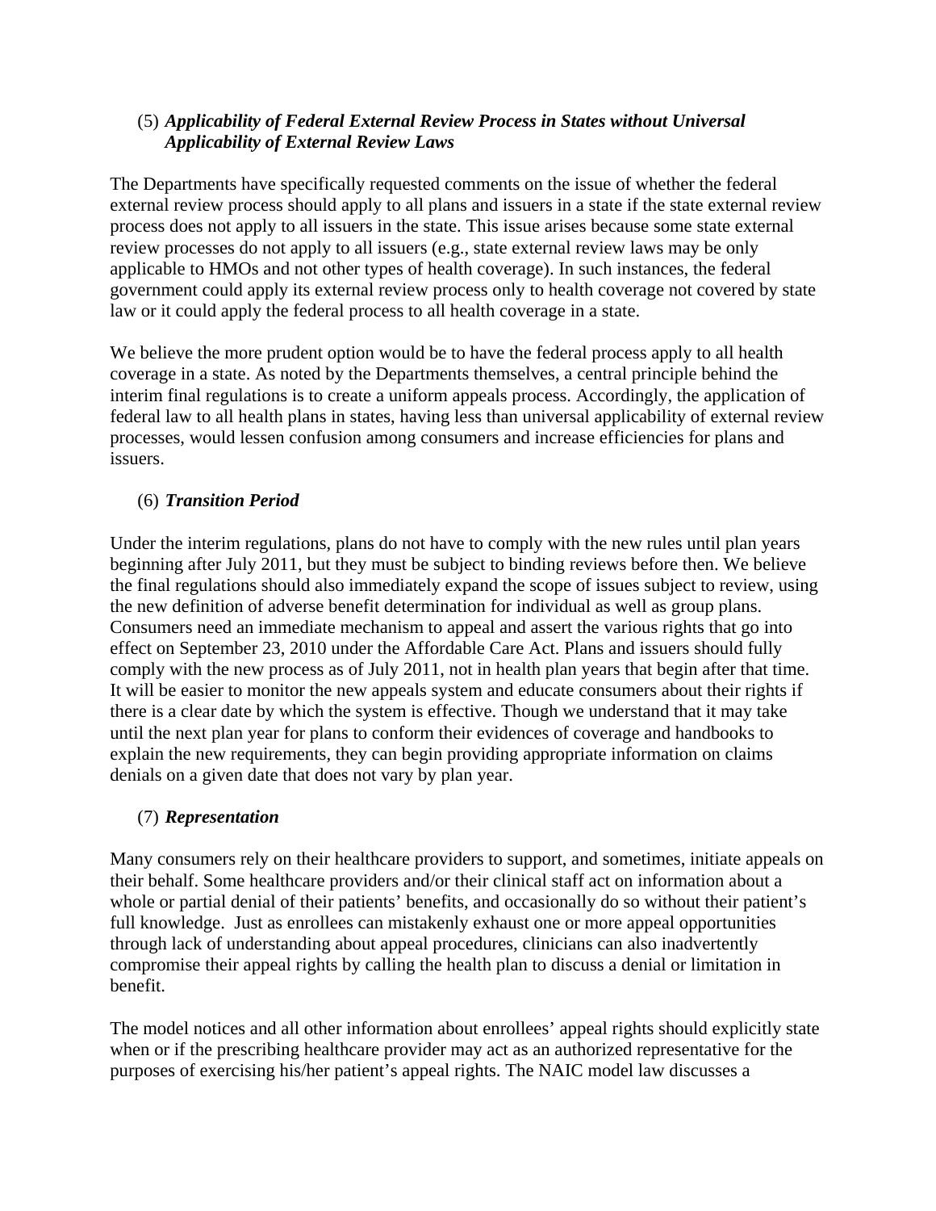### (5) *Applicability of Federal External Review Process in States without Universal Applicability of External Review Laws*

The Departments have specifically requested comments on the issue of whether the federal external review process should apply to all plans and issuers in a state if the state external review process does not apply to all issuers in the state. This issue arises because some state external review processes do not apply to all issuers (e.g., state external review laws may be only applicable to HMOs and not other types of health coverage). In such instances, the federal government could apply its external review process only to health coverage not covered by state law or it could apply the federal process to all health coverage in a state.

We believe the more prudent option would be to have the federal process apply to all health coverage in a state. As noted by the Departments themselves, a central principle behind the interim final regulations is to create a uniform appeals process. Accordingly, the application of federal law to all health plans in states, having less than universal applicability of external review processes, would lessen confusion among consumers and increase efficiencies for plans and issuers.

### (6) *Transition Period*

Under the interim regulations, plans do not have to comply with the new rules until plan years beginning after July 2011, but they must be subject to binding reviews before then. We believe the final regulations should also immediately expand the scope of issues subject to review, using the new definition of adverse benefit determination for individual as well as group plans. Consumers need an immediate mechanism to appeal and assert the various rights that go into effect on September 23, 2010 under the Affordable Care Act. Plans and issuers should fully comply with the new process as of July 2011, not in health plan years that begin after that time. It will be easier to monitor the new appeals system and educate consumers about their rights if there is a clear date by which the system is effective. Though we understand that it may take until the next plan year for plans to conform their evidences of coverage and handbooks to explain the new requirements, they can begin providing appropriate information on claims denials on a given date that does not vary by plan year.

### (7) *Representation*

Many consumers rely on their healthcare providers to support, and sometimes, initiate appeals on their behalf. Some healthcare providers and/or their clinical staff act on information about a whole or partial denial of their patients' benefits, and occasionally do so without their patient's full knowledge. Just as enrollees can mistakenly exhaust one or more appeal opportunities through lack of understanding about appeal procedures, clinicians can also inadvertently compromise their appeal rights by calling the health plan to discuss a denial or limitation in benefit.

The model notices and all other information about enrollees' appeal rights should explicitly state when or if the prescribing healthcare provider may act as an authorized representative for the purposes of exercising his/her patient's appeal rights. The NAIC model law discusses a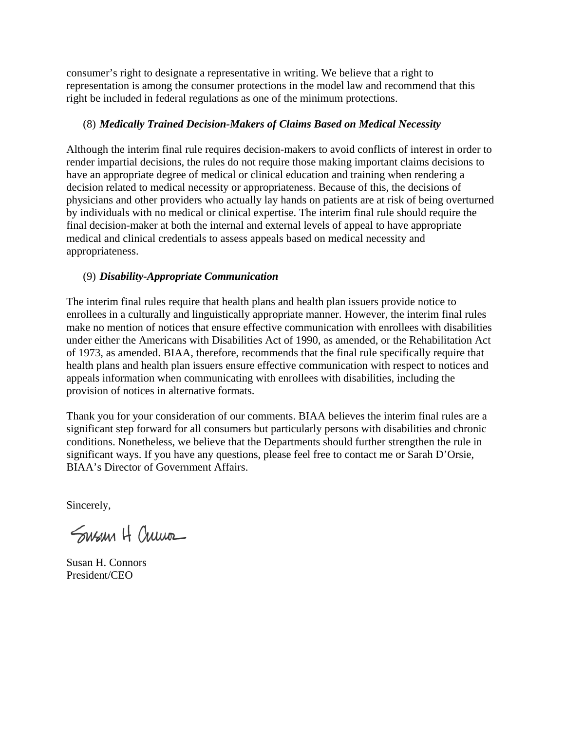consumer's right to designate a representative in writing. We believe that a right to representation is among the consumer protections in the model law and recommend that this right be included in federal regulations as one of the minimum protections.

(8) ***Medically Trained Decision-Makers of Claims Based on Medical Necessity***

Although the interim final rule requires decision-makers to avoid conflicts of interest in order to render impartial decisions, the rules do not require those making important claims decisions to have an appropriate degree of medical or clinical education and training when rendering a decision related to medical necessity or appropriateness. Because of this, the decisions of physicians and other providers who actually lay hands on patients are at risk of being overturned by individuals with no medical or clinical expertise. The interim final rule should require the final decision-maker at both the internal and external levels of appeal to have appropriate medical and clinical credentials to assess appeals based on medical necessity and appropriateness.

(9) ***Disability-Appropriate Communication***

The interim final rules require that health plans and health plan issuers provide notice to enrollees in a culturally and linguistically appropriate manner. However, the interim final rules make no mention of notices that ensure effective communication with enrollees with disabilities under either the Americans with Disabilities Act of 1990, as amended, or the Rehabilitation Act of 1973, as amended. BIAA, therefore, recommends that the final rule specifically require that health plans and health plan issuers ensure effective communication with respect to notices and appeals information when communicating with enrollees with disabilities, including the provision of notices in alternative formats.

Thank you for your consideration of our comments. BIAA believes the interim final rules are a significant step forward for all consumers but particularly persons with disabilities and chronic conditions. Nonetheless, we believe that the Departments should further strengthen the rule in significant ways. If you have any questions, please feel free to contact me or Sarah D'Orsie, BIAA's Director of Government Affairs.

Sincerely,

Susan H Connors

Susan H. Connors
President/CEO